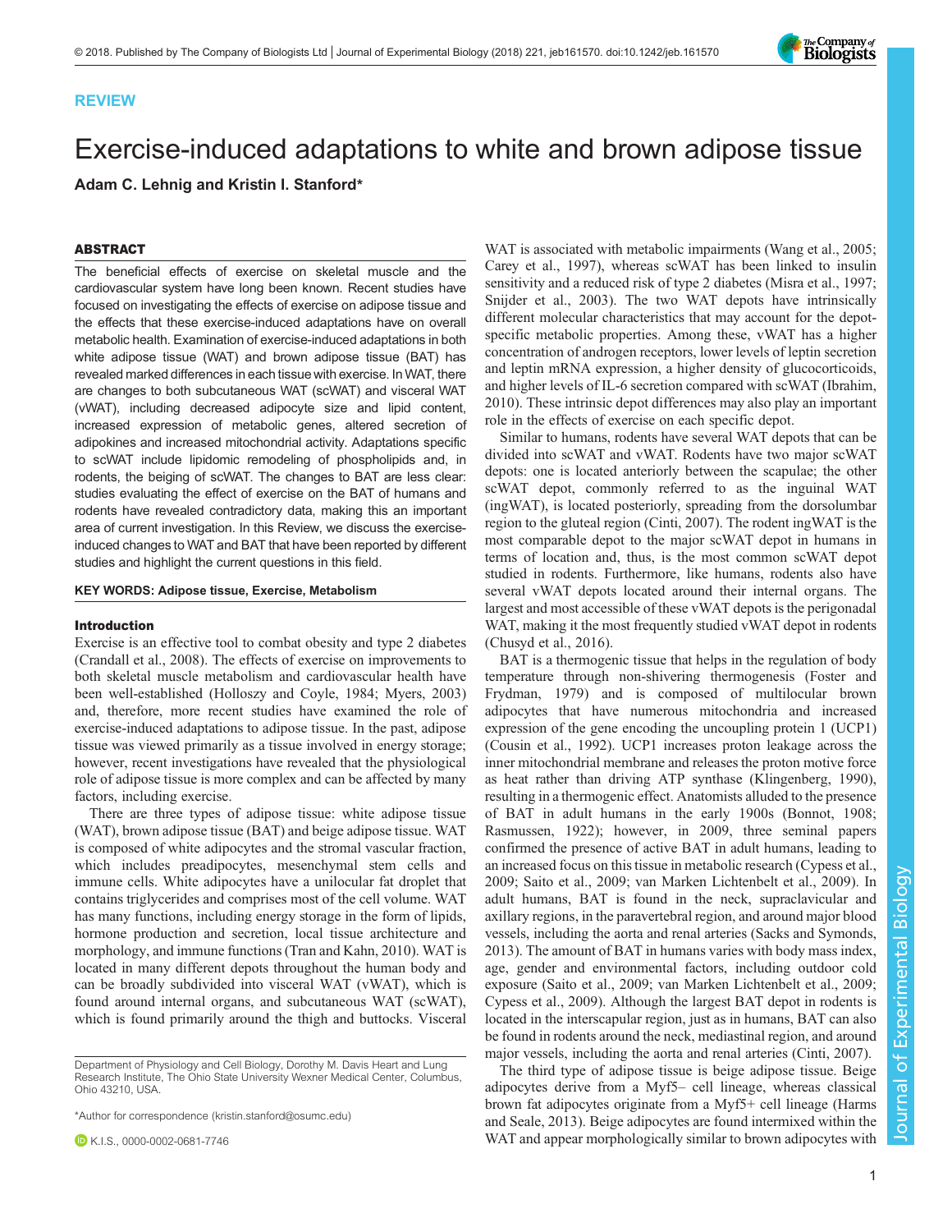REVIEW

# Exercise-induced adaptations to white and brown adipose tissue

**Adam C. Lehnig and Kristin I. Stanford***

## ABSTRACT

The beneficial effects of exercise on skeletal muscle and the cardiovascular system have long been known. Recent studies have focused on investigating the effects of exercise on adipose tissue and the effects that these exercise-induced adaptations have on overall metabolic health. Examination of exercise-induced adaptations in both white adipose tissue (WAT) and brown adipose tissue (BAT) has revealed marked differences in each tissue with exercise. In WAT, there are changes to both subcutaneous WAT (scWAT) and visceral WAT (vWAT), including decreased adipocyte size and lipid content, increased expression of metabolic genes, altered secretion of adipokines and increased mitochondrial activity. Adaptations specific to scWAT include lipidomic remodeling of phospholipids and, in rodents, the beiging of scWAT. The changes to BAT are less clear: studies evaluating the effect of exercise on the BAT of humans and rodents have revealed contradictory data, making this an important area of current investigation. In this Review, we discuss the exercise-induced changes to WAT and BAT that have been reported by different studies and highlight the current questions in this field.

**KEY WORDS: Adipose tissue, Exercise, Metabolism**

## Introduction

Exercise is an effective tool to combat obesity and type 2 diabetes (Crandall et al., 2008). The effects of exercise on improvements to both skeletal muscle metabolism and cardiovascular health have been well-established (Holloszy and Coyle, 1984; Myers, 2003) and, therefore, more recent studies have examined the role of exercise-induced adaptations to adipose tissue. In the past, adipose tissue was viewed primarily as a tissue involved in energy storage; however, recent investigations have revealed that the physiological role of adipose tissue is more complex and can be affected by many factors, including exercise.

There are three types of adipose tissue: white adipose tissue (WAT), brown adipose tissue (BAT) and beige adipose tissue. WAT is composed of white adipocytes and the stromal vascular fraction, which includes preadipocytes, mesenchymal stem cells and immune cells. White adipocytes have a unilocular fat droplet that contains triglycerides and comprises most of the cell volume. WAT has many functions, including energy storage in the form of lipids, hormone production and secretion, local tissue architecture and morphology, and immune functions (Tran and Kahn, 2010). WAT is located in many different depots throughout the human body and can be broadly subdivided into visceral WAT (vWAT), which is found around internal organs, and subcutaneous WAT (scWAT), which is found primarily around the thigh and buttocks. Visceral WAT is associated with metabolic impairments (Wang et al., 2005; Carey et al., 1997), whereas scWAT has been linked to insulin sensitivity and a reduced risk of type 2 diabetes (Misra et al., 1997; Snijder et al., 2003). The two WAT depots have intrinsically different molecular characteristics that may account for the depot-specific metabolic properties. Among these, vWAT has a higher concentration of androgen receptors, lower levels of leptin secretion and leptin mRNA expression, a higher density of glucocorticoids, and higher levels of IL-6 secretion compared with scWAT (Ibrahim, 2010). These intrinsic depot differences may also play an important role in the effects of exercise on each specific depot.

Similar to humans, rodents have several WAT depots that can be divided into scWAT and vWAT. Rodents have two major scWAT depots: one is located anteriorly between the scapulae; the other scWAT depot, commonly referred to as the inguinal WAT (ingWAT), is located posteriorly, spreading from the dorsolumbar region to the gluteal region (Cinti, 2007). The rodent ingWAT is the most comparable depot to the major scWAT depot in humans in terms of location and, thus, is the most common scWAT depot studied in rodents. Furthermore, like humans, rodents also have several vWAT depots located around their internal organs. The largest and most accessible of these vWAT depots is the perigonadal WAT, making it the most frequently studied vWAT depot in rodents (Chusyd et al., 2016).

BAT is a thermogenic tissue that helps in the regulation of body temperature through non-shivering thermogenesis (Foster and Frydman, 1979) and is composed of multilocular brown adipocytes that have numerous mitochondria and increased expression of the gene encoding the uncoupling protein 1 (UCP1) (Cousin et al., 1992). UCP1 increases proton leakage across the inner mitochondrial membrane and releases the proton motive force as heat rather than driving ATP synthase (Klingenberg, 1990), resulting in a thermogenic effect. Anatomists alluded to the presence of BAT in adult humans in the early 1900s (Bonnot, 1908; Rasmussen, 1922); however, in 2009, three seminal papers confirmed the presence of active BAT in adult humans, leading to an increased focus on this tissue in metabolic research (Cypess et al., 2009; Saito et al., 2009; van Marken Lichtenbelt et al., 2009). In adult humans, BAT is found in the neck, supraclavicular and axillary regions, in the paravertebral region, and around major blood vessels, including the aorta and renal arteries (Sacks and Symonds, 2013). The amount of BAT in humans varies with body mass index, age, gender and environmental factors, including outdoor cold exposure (Saito et al., 2009; van Marken Lichtenbelt et al., 2009; Cypess et al., 2009). Although the largest BAT depot in rodents is located in the interscapular region, just as in humans, BAT can also be found in rodents around the neck, mediastinal region, and around major vessels, including the aorta and renal arteries (Cinti, 2007).

The third type of adipose tissue is beige adipose tissue. Beige adipocytes derive from a Myf5– cell lineage, whereas classical brown fat adipocytes originate from a Myf5+ cell lineage (Harms and Seale, 2013). Beige adipocytes are found intermixed within the WAT and appear morphologically similar to brown adipocytes with

Department of Physiology and Cell Biology, Dorothy M. Davis Heart and Lung Research Institute, The Ohio State University Wexner Medical Center, Columbus, Ohio 43210, USA.

*Author for correspondence (kristin.stanford@osumc.edu)

K.I.S., 0000-0002-0681-7746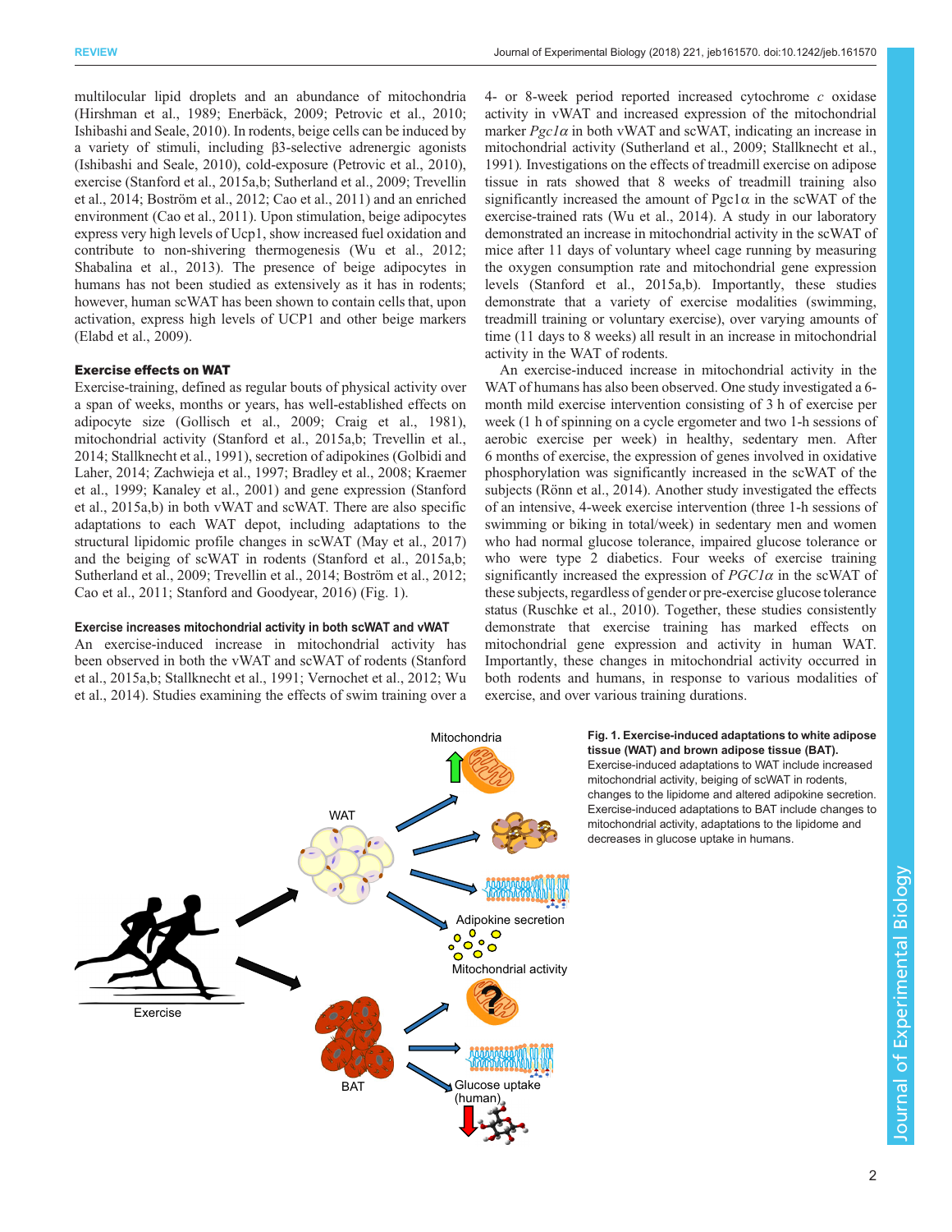multilocular lipid droplets and an abundance of mitochondria (Hirshman et al., 1989; Enerbäck, 2009; Petrovic et al., 2010; Ishibashi and Seale, 2010). In rodents, beige cells can be induced by a variety of stimuli, including β3-selective adrenergic agonists (Ishibashi and Seale, 2010), cold-exposure (Petrovic et al., 2010), exercise (Stanford et al., 2015a,b; Sutherland et al., 2009; Trevellin et al., 2014; Boström et al., 2012; Cao et al., 2011) and an enriched environment (Cao et al., 2011). Upon stimulation, beige adipocytes express very high levels of Ucp1, show increased fuel oxidation and contribute to non-shivering thermogenesis (Wu et al., 2012; Shabalina et al., 2013). The presence of beige adipocytes in humans has not been studied as extensively as it has in rodents; however, human scWAT has been shown to contain cells that, upon activation, express high levels of UCP1 and other beige markers (Elabd et al., 2009).

## Exercise effects on WAT

Exercise-training, defined as regular bouts of physical activity over a span of weeks, months or years, has well-established effects on adipocyte size (Gollisch et al., 2009; Craig et al., 1981), mitochondrial activity (Stanford et al., 2015a,b; Trevellin et al., 2014; Stallknecht et al., 1991), secretion of adipokines (Golbidi and Laher, 2014; Zachwieja et al., 1997; Bradley et al., 2008; Kraemer et al., 1999; Kanaley et al., 2001) and gene expression (Stanford et al., 2015a,b) in both vWAT and scWAT. There are also specific adaptations to each WAT depot, including adaptations to the structural lipidomic profile changes in scWAT (May et al., 2017) and the beiging of scWAT in rodents (Stanford et al., 2015a,b; Sutherland et al., 2009; Trevellin et al., 2014; Boström et al., 2012; Cao et al., 2011; Stanford and Goodyear, 2016) (Fig. 1).

### Exercise increases mitochondrial activity in both scWAT and vWAT

An exercise-induced increase in mitochondrial activity has been observed in both the vWAT and scWAT of rodents (Stanford et al., 2015a,b; Stallknecht et al., 1991; Vernochet et al., 2012; Wu et al., 2014). Studies examining the effects of swim training over a 4- or 8-week period reported increased cytochrome *c* oxidase activity in vWAT and increased expression of the mitochondrial marker *Pgc1α* in both vWAT and scWAT, indicating an increase in mitochondrial activity (Sutherland et al., 2009; Stallknecht et al., 1991). Investigations on the effects of treadmill exercise on adipose tissue in rats showed that 8 weeks of treadmill training also significantly increased the amount of Pgc1α in the scWAT of the exercise-trained rats (Wu et al., 2014). A study in our laboratory demonstrated an increase in mitochondrial activity in the scWAT of mice after 11 days of voluntary wheel cage running by measuring the oxygen consumption rate and mitochondrial gene expression levels (Stanford et al., 2015a,b). Importantly, these studies demonstrate that a variety of exercise modalities (swimming, treadmill training or voluntary exercise), over varying amounts of time (11 days to 8 weeks) all result in an increase in mitochondrial activity in the WAT of rodents.

An exercise-induced increase in mitochondrial activity in the WAT of humans has also been observed. One study investigated a 6-month mild exercise intervention consisting of 3 h of exercise per week (1 h of spinning on a cycle ergometer and two 1-h sessions of aerobic exercise per week) in healthy, sedentary men. After 6 months of exercise, the expression of genes involved in oxidative phosphorylation was significantly increased in the scWAT of the subjects (Rönn et al., 2014). Another study investigated the effects of an intensive, 4-week exercise intervention (three 1-h sessions of swimming or biking in total/week) in sedentary men and women who had normal glucose tolerance, impaired glucose tolerance or who were type 2 diabetics. Four weeks of exercise training significantly increased the expression of *PGC1α* in the scWAT of these subjects, regardless of gender or pre-exercise glucose tolerance status (Ruschke et al., 2010). Together, these studies consistently demonstrate that exercise training has marked effects on mitochondrial gene expression and activity in human WAT. Importantly, these changes in mitochondrial activity occurred in both rodents and humans, in response to various modalities of exercise, and over various training durations.

**Fig. 1. Exercise-induced adaptations to white adipose tissue (WAT) and brown adipose tissue (BAT).** Exercise-induced adaptations to WAT include increased mitochondrial activity, beiging of scWAT in rodents, changes to the lipidome and altered adipokine secretion. Exercise-induced adaptations to BAT include changes to mitochondrial activity, adaptations to the lipidome and decreases in glucose uptake in humans.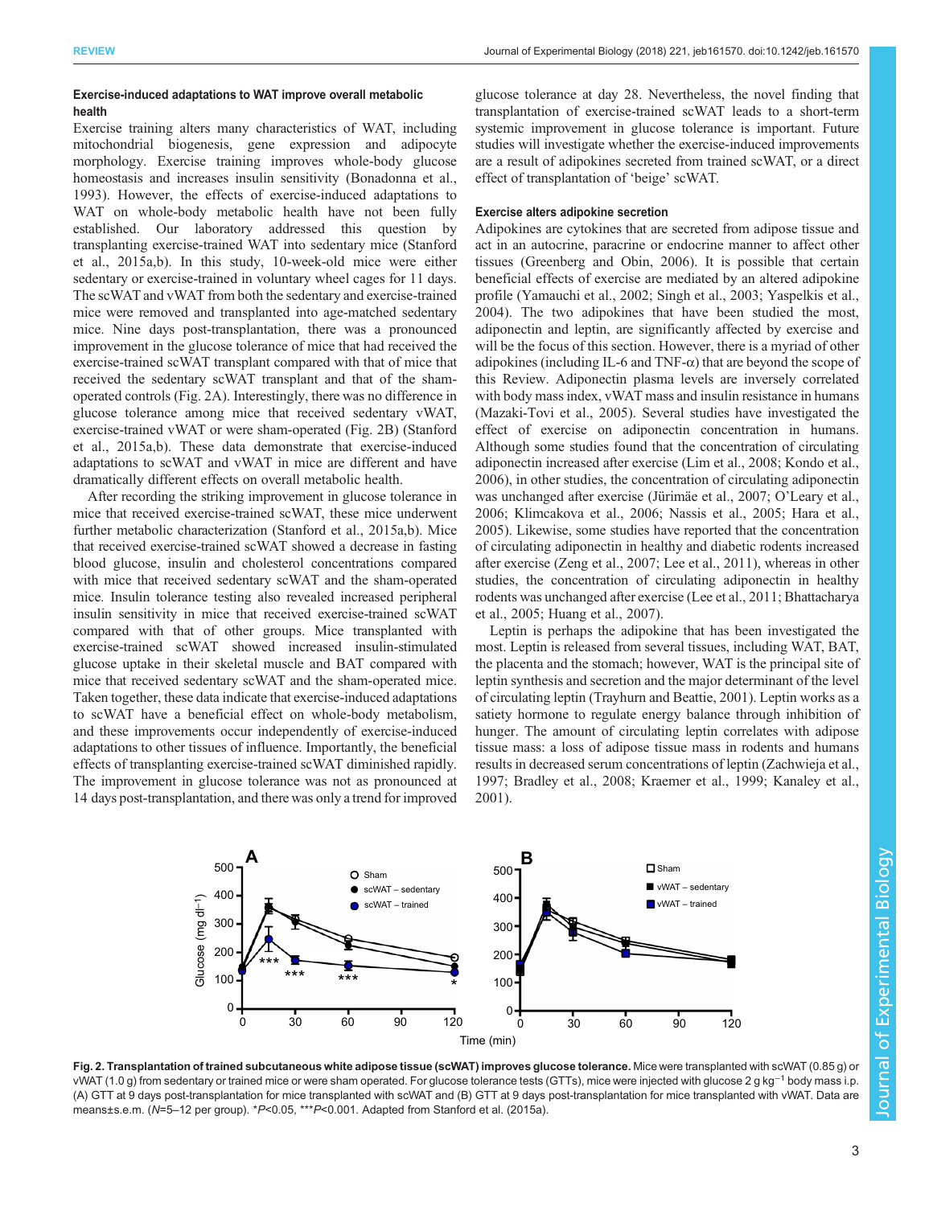### Exercise-induced adaptations to WAT improve overall metabolic health

Exercise training alters many characteristics of WAT, including mitochondrial biogenesis, gene expression and adipocyte morphology. Exercise training improves whole-body glucose homeostasis and increases insulin sensitivity (Bonadonna et al., 1993). However, the effects of exercise-induced adaptations to WAT on whole-body metabolic health have not been fully established. Our laboratory addressed this question by transplanting exercise-trained WAT into sedentary mice (Stanford et al., 2015a,b). In this study, 10-week-old mice were either sedentary or exercise-trained in voluntary wheel cages for 11 days. The scWAT and vWAT from both the sedentary and exercise-trained mice were removed and transplanted into age-matched sedentary mice. Nine days post-transplantation, there was a pronounced improvement in the glucose tolerance of mice that had received the exercise-trained scWAT transplant compared with that of mice that received the sedentary scWAT transplant and that of the sham-operated controls (Fig. 2A). Interestingly, there was no difference in glucose tolerance among mice that received sedentary vWAT, exercise-trained vWAT or were sham-operated (Fig. 2B) (Stanford et al., 2015a,b). These data demonstrate that exercise-induced adaptations to scWAT and vWAT in mice are different and have dramatically different effects on overall metabolic health.

After recording the striking improvement in glucose tolerance in mice that received exercise-trained scWAT, these mice underwent further metabolic characterization (Stanford et al., 2015a,b). Mice that received exercise-trained scWAT showed a decrease in fasting blood glucose, insulin and cholesterol concentrations compared with mice that received sedentary scWAT and the sham-operated mice. Insulin tolerance testing also revealed increased peripheral insulin sensitivity in mice that received exercise-trained scWAT compared with that of other groups. Mice transplanted with exercise-trained scWAT showed increased insulin-stimulated glucose uptake in their skeletal muscle and BAT compared with mice that received sedentary scWAT and the sham-operated mice. Taken together, these data indicate that exercise-induced adaptations to scWAT have a beneficial effect on whole-body metabolism, and these improvements occur independently of exercise-induced adaptations to other tissues of influence. Importantly, the beneficial effects of transplanting exercise-trained scWAT diminished rapidly. The improvement in glucose tolerance was not as pronounced at 14 days post-transplantation, and there was only a trend for improved glucose tolerance at day 28. Nevertheless, the novel finding that transplantation of exercise-trained scWAT leads to a short-term systemic improvement in glucose tolerance is important. Future studies will investigate whether the exercise-induced improvements are a result of adipokines secreted from trained scWAT, or a direct effect of transplantation of 'beige' scWAT.

### Exercise alters adipokine secretion

Adipokines are cytokines that are secreted from adipose tissue and act in an autocrine, paracrine or endocrine manner to affect other tissues (Greenberg and Obin, 2006). It is possible that certain beneficial effects of exercise are mediated by an altered adipokine profile (Yamauchi et al., 2002; Singh et al., 2003; Yaspelkis et al., 2004). The two adipokines that have been studied the most, adiponectin and leptin, are significantly affected by exercise and will be the focus of this section. However, there is a myriad of other adipokines (including IL-6 and TNF-α) that are beyond the scope of this Review. Adiponectin plasma levels are inversely correlated with body mass index, vWAT mass and insulin resistance in humans (Mazaki-Tovi et al., 2005). Several studies have investigated the effect of exercise on adiponectin concentration in humans. Although some studies found that the concentration of circulating adiponectin increased after exercise (Lim et al., 2008; Kondo et al., 2006), in other studies, the concentration of circulating adiponectin was unchanged after exercise (Jürimäe et al., 2007; O'Leary et al., 2006; Klimcakova et al., 2006; Nassis et al., 2005; Hara et al., 2005). Likewise, some studies have reported that the concentration of circulating adiponectin in healthy and diabetic rodents increased after exercise (Zeng et al., 2007; Lee et al., 2011), whereas in other studies, the concentration of circulating adiponectin in healthy rodents was unchanged after exercise (Lee et al., 2011; Bhattacharya et al., 2005; Huang et al., 2007).

Leptin is perhaps the adipokine that has been investigated the most. Leptin is released from several tissues, including WAT, BAT, the placenta and the stomach; however, WAT is the principal site of leptin synthesis and secretion and the major determinant of the level of circulating leptin (Trayhurn and Beattie, 2001). Leptin works as a satiety hormone to regulate energy balance through inhibition of hunger. The amount of circulating leptin correlates with adipose tissue mass: a loss of adipose tissue mass in rodents and humans results in decreased serum concentrations of leptin (Zachwieja et al., 1997; Bradley et al., 2008; Kraemer et al., 1999; Kanaley et al., 2001).

**Fig. 2. Transplantation of trained subcutaneous white adipose tissue (scWAT) improves glucose tolerance.** Mice were transplanted with scWAT (0.85 g) or vWAT (1.0 g) from sedentary or trained mice or were sham operated. For glucose tolerance tests (GTTs), mice were injected with glucose 2 g kg$^{-1}$ body mass i.p. (A) GTT at 9 days post-transplantation for mice transplanted with scWAT and (B) GTT at 9 days post-transplantation for mice transplanted with vWAT. Data are means±s.e.m. ($N$=5–12 per group). *$P$<0.05, ***$P$<0.001. Adapted from Stanford et al. (2015a).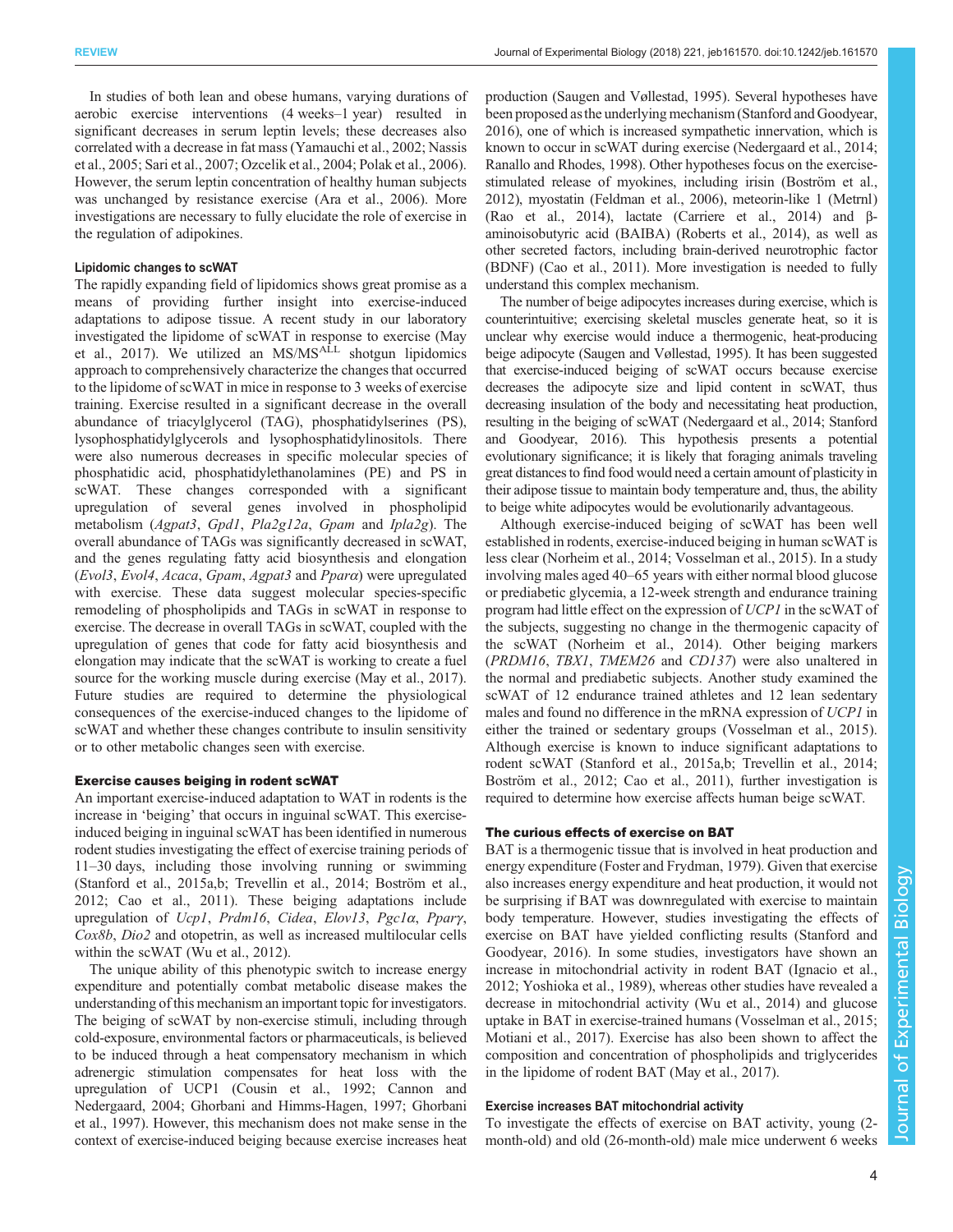In studies of both lean and obese humans, varying durations of aerobic exercise interventions (4 weeks–1 year) resulted in significant decreases in serum leptin levels; these decreases also correlated with a decrease in fat mass (Yamauchi et al., 2002; Nassis et al., 2005; Sari et al., 2007; Ozcelik et al., 2004; Polak et al., 2006). However, the serum leptin concentration of healthy human subjects was unchanged by resistance exercise (Ara et al., 2006). More investigations are necessary to fully elucidate the role of exercise in the regulation of adipokines.

#### Lipidomic changes to scWAT

The rapidly expanding field of lipidomics shows great promise as a means of providing further insight into exercise-induced adaptations to adipose tissue. A recent study in our laboratory investigated the lipidome of scWAT in response to exercise (May et al., 2017). We utilized an MS/MS$^{ALL}$ shotgun lipidomics approach to comprehensively characterize the changes that occurred to the lipidome of scWAT in mice in response to 3 weeks of exercise training. Exercise resulted in a significant decrease in the overall abundance of triacylglycerol (TAG), phosphatidylserines (PS), lysophosphatidylglycerols and lysophosphatidylinositols. There were also numerous decreases in specific molecular species of phosphatidic acid, phosphatidylethanolamines (PE) and PS in scWAT. These changes corresponded with a significant upregulation of several genes involved in phospholipid metabolism (*Agpat3*, *Gpd1*, *Pla2g12a*, *Gpam* and *Ipla2g*). The overall abundance of TAGs was significantly decreased in scWAT, and the genes regulating fatty acid biosynthesis and elongation (*Evol3*, *Evol4*, *Acaca*, *Gpam*, *Agpat3* and *Pparα*) were upregulated with exercise. These data suggest molecular species-specific remodeling of phospholipids and TAGs in scWAT in response to exercise. The decrease in overall TAGs in scWAT, coupled with the upregulation of genes that code for fatty acid biosynthesis and elongation may indicate that the scWAT is working to create a fuel source for the working muscle during exercise (May et al., 2017). Future studies are required to determine the physiological consequences of the exercise-induced changes to the lipidome of scWAT and whether these changes contribute to insulin sensitivity or to other metabolic changes seen with exercise.

### Exercise causes beiging in rodent scWAT

An important exercise-induced adaptation to WAT in rodents is the increase in 'beiging' that occurs in inguinal scWAT. This exercise-induced beiging in inguinal scWAT has been identified in numerous rodent studies investigating the effect of exercise training periods of 11–30 days, including those involving running or swimming (Stanford et al., 2015a,b; Trevellin et al., 2014; Boström et al., 2012; Cao et al., 2011). These beiging adaptations include upregulation of *Ucp1*, *Prdm16*, *Cidea*, *Elov13*, *Pgc1α*, *Pparγ*, *Cox8b*, *Dio2* and otopetrin, as well as increased multilocular cells within the scWAT (Wu et al., 2012).

The unique ability of this phenotypic switch to increase energy expenditure and potentially combat metabolic disease makes the understanding of this mechanism an important topic for investigators. The beiging of scWAT by non-exercise stimuli, including through cold-exposure, environmental factors or pharmaceuticals, is believed to be induced through a heat compensatory mechanism in which adrenergic stimulation compensates for heat loss with the upregulation of UCP1 (Cousin et al., 1992; Cannon and Nedergaard, 2004; Ghorbani and Himms-Hagen, 1997; Ghorbani et al., 1997). However, this mechanism does not make sense in the context of exercise-induced beiging because exercise increases heat production (Saugen and Vøllestad, 1995). Several hypotheses have been proposed as the underlying mechanism (Stanford and Goodyear, 2016), one of which is increased sympathetic innervation, which is known to occur in scWAT during exercise (Nedergaard et al., 2014; Ranallo and Rhodes, 1998). Other hypotheses focus on the exercise-stimulated release of myokines, including irisin (Boström et al., 2012), myostatin (Feldman et al., 2006), meteorin-like 1 (Metrnl) (Rao et al., 2014), lactate (Carriere et al., 2014) and β-aminoisobutyric acid (BAIBA) (Roberts et al., 2014), as well as other secreted factors, including brain-derived neurotrophic factor (BDNF) (Cao et al., 2011). More investigation is needed to fully understand this complex mechanism.

The number of beige adipocytes increases during exercise, which is counterintuitive; exercising skeletal muscles generate heat, so it is unclear why exercise would induce a thermogenic, heat-producing beige adipocyte (Saugen and Vøllestad, 1995). It has been suggested that exercise-induced beiging of scWAT occurs because exercise decreases the adipocyte size and lipid content in scWAT, thus decreasing insulation of the body and necessitating heat production, resulting in the beiging of scWAT (Nedergaard et al., 2014; Stanford and Goodyear, 2016). This hypothesis presents a potential evolutionary significance; it is likely that foraging animals traveling great distances to find food would need a certain amount of plasticity in their adipose tissue to maintain body temperature and, thus, the ability to beige white adipocytes would be evolutionarily advantageous.

Although exercise-induced beiging of scWAT has been well established in rodents, exercise-induced beiging in human scWAT is less clear (Norheim et al., 2014; Vosselman et al., 2015). In a study involving males aged 40–65 years with either normal blood glucose or prediabetic glycemia, a 12-week strength and endurance training program had little effect on the expression of *UCP1* in the scWAT of the subjects, suggesting no change in the thermogenic capacity of the scWAT (Norheim et al., 2014). Other beiging markers (*PRDM16*, *TBX1*, *TMEM26* and *CD137*) were also unaltered in the normal and prediabetic subjects. Another study examined the scWAT of 12 endurance trained athletes and 12 lean sedentary males and found no difference in the mRNA expression of *UCP1* in either the trained or sedentary groups (Vosselman et al., 2015). Although exercise is known to induce significant adaptations to rodent scWAT (Stanford et al., 2015a,b; Trevellin et al., 2014; Boström et al., 2012; Cao et al., 2011), further investigation is required to determine how exercise affects human beige scWAT.

### The curious effects of exercise on BAT

BAT is a thermogenic tissue that is involved in heat production and energy expenditure (Foster and Frydman, 1979). Given that exercise also increases energy expenditure and heat production, it would not be surprising if BAT was downregulated with exercise to maintain body temperature. However, studies investigating the effects of exercise on BAT have yielded conflicting results (Stanford and Goodyear, 2016). In some studies, investigators have shown an increase in mitochondrial activity in rodent BAT (Ignacio et al., 2012; Yoshioka et al., 1989), whereas other studies have revealed a decrease in mitochondrial activity (Wu et al., 2014) and glucose uptake in BAT in exercise-trained humans (Vosselman et al., 2015; Motiani et al., 2017). Exercise has also been shown to affect the composition and concentration of phospholipids and triglycerides in the lipidome of rodent BAT (May et al., 2017).

#### Exercise increases BAT mitochondrial activity

To investigate the effects of exercise on BAT activity, young (2-month-old) and old (26-month-old) male mice underwent 6 weeks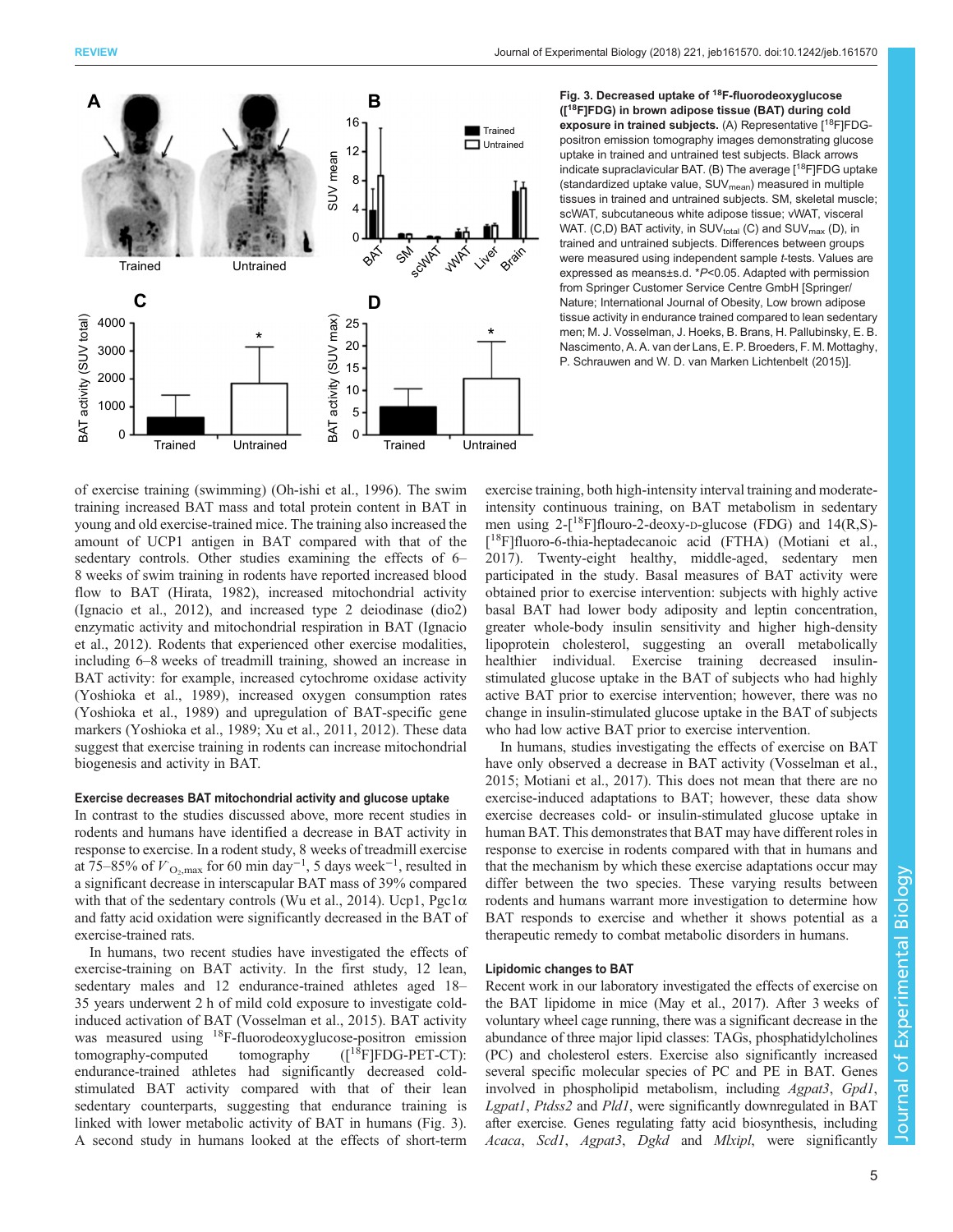Fig. 3. Decreased uptake of $^{18}$F-fluorodeoxyglucose ([$^{18}$F]FDG) in brown adipose tissue (BAT) during cold exposure in trained subjects. (A) Representative [$^{18}$F]FDG-positron emission tomography images demonstrating glucose uptake in trained and untrained test subjects. Black arrows indicate supraclavicular BAT. (B) The average [$^{18}$F]FDG uptake (standardized uptake value, $SUV_{mean}$) measured in multiple tissues in trained and untrained subjects. SM, skeletal muscle; scWAT, subcutaneous white adipose tissue; vWAT, visceral WAT. (C,D) BAT activity, in $SUV_{total}$ (C) and $SUV_{max}$ (D), in trained and untrained subjects. Differences between groups were measured using independent sample *t*-tests. Values are expressed as means±s.d. \*$P$<0.05. Adapted with permission from Springer Customer Service Centre GmbH [Springer/Nature; International Journal of Obesity, Low brown adipose tissue activity in endurance trained compared to lean sedentary men; M. J. Vosselman, J. Hoeks, B. Brans, H. Pallubinsky, E. B. Nascimento, A. A. van der Lans, E. P. Broeders, F. M. Mottaghy, P. Schrauwen and W. D. van Marken Lichtenbelt (2015)].

of exercise training (swimming) (Oh-ishi et al., 1996). The swim training increased BAT mass and total protein content in BAT in young and old exercise-trained mice. The training also increased the amount of UCP1 antigen in BAT compared with that of the sedentary controls. Other studies examining the effects of 6–8 weeks of swim training in rodents have reported increased blood flow to BAT (Hirata, 1982), increased mitochondrial activity (Ignacio et al., 2012), and increased type 2 deiodinase (dio2) enzymatic activity and mitochondrial respiration in BAT (Ignacio et al., 2012). Rodents that experienced other exercise modalities, including 6–8 weeks of treadmill training, showed an increase in BAT activity: for example, increased cytochrome oxidase activity (Yoshioka et al., 1989), increased oxygen consumption rates (Yoshioka et al., 1989) and upregulation of BAT-specific gene markers (Yoshioka et al., 1989; Xu et al., 2011, 2012). These data suggest that exercise training in rodents can increase mitochondrial biogenesis and activity in BAT.

### Exercise decreases BAT mitochondrial activity and glucose uptake

In contrast to the studies discussed above, more recent studies in rodents and humans have identified a decrease in BAT activity in response to exercise. In a rodent study, 8 weeks of treadmill exercise at 75–85% of $\dot{V}_{O_2,max}$ for 60 min day$^{-1}$, 5 days week$^{-1}$, resulted in a significant decrease in interscapular BAT mass of 39% compared with that of the sedentary controls (Wu et al., 2014). Ucp1, Pgc1α and fatty acid oxidation were significantly decreased in the BAT of exercise-trained rats.

In humans, two recent studies have investigated the effects of exercise-training on BAT activity. In the first study, 12 lean, sedentary males and 12 endurance-trained athletes aged 18–35 years underwent 2 h of mild cold exposure to investigate cold-induced activation of BAT (Vosselman et al., 2015). BAT activity was measured using $^{18}$F-fluorodeoxyglucose-positron emission tomography-computed tomography ([$^{18}$F]FDG-PET-CT): endurance-trained athletes had significantly decreased cold-stimulated BAT activity compared with that of their lean sedentary counterparts, suggesting that endurance training is linked with lower metabolic activity of BAT in humans (Fig. 3). A second study in humans looked at the effects of short-term exercise training, both high-intensity interval training and moderate-intensity continuous training, on BAT metabolism in sedentary men using 2-[$^{18}$F]flouro-2-deoxy-D-glucose (FDG) and 14(R,S)-[$^{18}$F]fluoro-6-thia-heptadecanoic acid (FTHA) (Motiani et al., 2017). Twenty-eight healthy, middle-aged, sedentary men participated in the study. Basal measures of BAT activity were obtained prior to exercise intervention: subjects with highly active basal BAT had lower body adiposity and leptin concentration, greater whole-body insulin sensitivity and higher high-density lipoprotein cholesterol, suggesting an overall metabolically healthier individual. Exercise training decreased insulin-stimulated glucose uptake in the BAT of subjects who had highly active BAT prior to exercise intervention; however, there was no change in insulin-stimulated glucose uptake in the BAT of subjects who had low active BAT prior to exercise intervention.

In humans, studies investigating the effects of exercise on BAT have only observed a decrease in BAT activity (Vosselman et al., 2015; Motiani et al., 2017). This does not mean that there are no exercise-induced adaptations to BAT; however, these data show exercise decreases cold- or insulin-stimulated glucose uptake in human BAT. This demonstrates that BAT may have different roles in response to exercise in rodents compared with that in humans and that the mechanism by which these exercise adaptations occur may differ between the two species. These varying results between rodents and humans warrant more investigation to determine how BAT responds to exercise and whether it shows potential as a therapeutic remedy to combat metabolic disorders in humans.

### Lipidomic changes to BAT

Recent work in our laboratory investigated the effects of exercise on the BAT lipidome in mice (May et al., 2017). After 3 weeks of voluntary wheel cage running, there was a significant decrease in the abundance of three major lipid classes: TAGs, phosphatidylcholines (PC) and cholesterol esters. Exercise also significantly increased several specific molecular species of PC and PE in BAT. Genes involved in phospholipid metabolism, including *Agpat3*, *Gpd1*, *Lgpat1*, *Ptdss2* and *Pld1*, were significantly downregulated in BAT after exercise. Genes regulating fatty acid biosynthesis, including *Acaca*, *Scd1*, *Agpat3*, *Dgkd* and *Mlxipl*, were significantly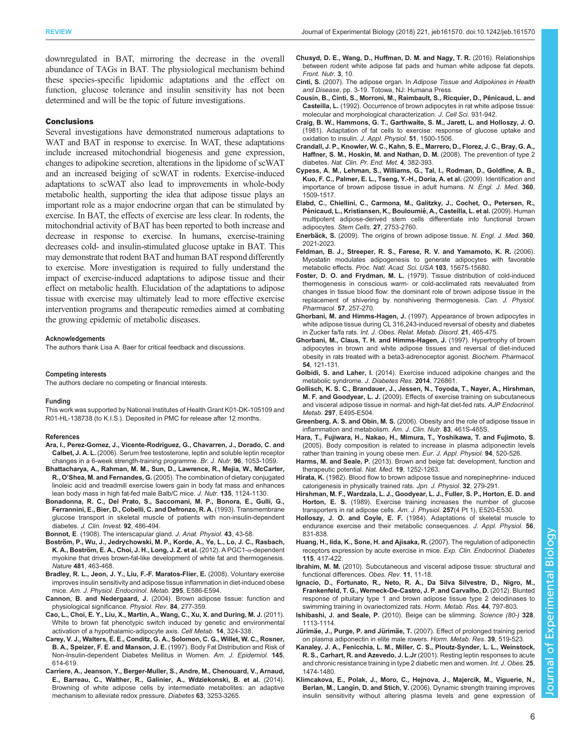downregulated in BAT, mirroring the decrease in the overall abundance of TAGs in BAT. The physiological mechanism behind these species-specific lipidomic adaptations and the effect on function, glucose tolerance and insulin sensitivity has not been determined and will be the topic of future investigations.

## Conclusions

Several investigations have demonstrated numerous adaptations to WAT and BAT in response to exercise. In WAT, these adaptations include increased mitochondrial biogenesis and gene expression, changes to adipokine secretion, alterations in the lipidome of scWAT and an increased beiging of scWAT in rodents. Exercise-induced adaptations to scWAT also lead to improvements in whole-body metabolic health, supporting the idea that adipose tissue plays an important role as a major endocrine organ that can be stimulated by exercise. In BAT, the effects of exercise are less clear. In rodents, the mitochondrial activity of BAT has been reported to both increase and decrease in response to exercise. In humans, exercise-training decreases cold- and insulin-stimulated glucose uptake in BAT. This may demonstrate that rodent BAT and human BAT respond differently to exercise. More investigation is required to fully understand the impact of exercise-induced adaptations to adipose tissue and their effect on metabolic health. Elucidation of the adaptations to adipose tissue with exercise may ultimately lead to more effective exercise intervention programs and therapeutic remedies aimed at combating the growing epidemic of metabolic diseases.

#### Acknowledgements

The authors thank Lisa A. Baer for critical feedback and discussions.

#### Competing interests

The authors declare no competing or financial interests.

#### Funding

This work was supported by National Institutes of Health Grant K01-DK-105109 and R01-HL-138738 (to K.I.S.). Deposited in PMC for release after 12 months.

#### References

**Ara, I., Perez-Gomez, J., Vicente-Rodriguez, G., Chavarren, J., Dorado, C. and Calbet, J. A. L.** (2006). Serum free testosterone, leptin and soluble leptin receptor changes in a 6-week strength-training programme. *Br. J. Nutr.* **96**, 1053-1059.

**Bhattacharya, A., Rahman, M. M., Sun, D., Lawrence, R., Mejia, W., McCarter, R., O'Shea, M. and Fernandes, G.** (2005). The combination of dietary conjugated linoleic acid and treadmill exercise lowers gain in body fat mass and enhances lean body mass in high fat-fed male Balb/C mice. *J. Nutr.* **135**, 1124-1130.

**Bonadonna, R. C., Del Prato, S., Saccomani, M. P., Bonora, E., Gulli, G., Ferrannini, E., Bier, D., Cobelli, C. and Defronzo, R. A.** (1993). Transmembrane glucose transport in skeletal muscle of patients with non-insulin-dependent diabetes. *J. Clin. Invest.* **92**, 486-494.

**Bonnot, E**. (1908). The interscapular gland. *J. Anat. Physiol.* **43**, 43-58.

**Boström, P., Wu, J., Jedrychowski, M. P., Korde, A., Ye, L., Lo, J. C., Rasbach, K. A., Boström, E. A., Choi, J. H., Long, J. Z. et al.** (2012). A PGC1-α-dependent myokine that drives brown-fat-like development of white fat and thermogenesis. *Nature* **481**, 463-468.

**Bradley, R. L., Jeon, J. Y., Liu, F.-F. Maratos-Flier, E.** (2008). Voluntary exercise improves insulin sensitivity and adipose tissue inflammation in diet-induced obese mice. *Am. J. Physiol. Endocrinol. Metab.* **295**, E586-E594.

**Cannon, B. and Nedergaard, J.** (2004). Brown adipose tissue: function and physiological significance. *Physiol. Rev.* **84**, 277-359.

**Cao, L., Choi, E. Y., Liu, X., Martin, A., Wang, C., Xu, X. and During, M. J.** (2011). White to brown fat phenotypic switch induced by genetic and environmental activation of a hypothalamic-adipocyte axis. *Cell Metab.* **14**, 324-338.

**Carey, V. J., Walters, E. E., Conditz, G. A., Solomon, C. G., Willet, W. C., Rosner, B. A., Speizer, F. E. and Manson, J. E.** (1997). Body Fat Distribution and Risk of Non-Insulin-dependent Diabetes Mellitus in Women. *Am. J. Epidemiol.* **145**, 614-619.

**Carriere, A., Jeanson, Y., Berger-Muller, S., Andre, M., Chenouard, V., Arnaud, E., Barreau, C., Walther, R., Galinier, A., Wdziekonski, B. et al.** (2014). Browning of white adipose cells by intermediate metabolites: an adaptive mechanism to alleviate redox pressure. *Diabetes* **63**, 3253-3265.

**Chusyd, D. E., Wang, D., Huffman, D. M. and Nagy, T. R.** (2016). Relationships between rodent white adipose fat pads and human white adipose fat depots. *Front. Nutr.* **3**, 10.

**Cinti, S.** (2007). The adipose organ. In *Adipose Tissue and Adipokines in Health and Disease*, pp. 3-19. Totowa, NJ: Humana Press.

**Cousin, B., Cinti, S., Morroni, M., Raimbault, S., Ricquier, D., Pénicaud, L. and Casteilla, L.** (1992). Occurrence of brown adipocytes in rat white adipose tissue: molecular and morphological characterization. *J. Cell Sci.* 931-942.

**Craig, B. W., Hammons, G. T., Garthwaite, S. M., Jarett, L. and Holloszy, J. O.** (1981). Adaptation of fat cells to exercise: response of glucose uptake and oxidation to insulin. *J. Appl. Physiol.* **51**, 1500-1506.

**Crandall, J. P., Knowler, W. C., Kahn, S. E., Marrero, D., Florez, J. C., Bray, G. A., Haffner, S. M., Hoskin, M. and Nathan, D. M.** (2008). The prevention of type 2 diabetes. *Nat. Clin. Pr. End. Met.* **4**, 382-393.

**Cypess, A. M., Lehman, S., Williams, G., Tal, I., Rodman, D., Goldfine, A. B., Kuo, F. C., Palmer, E. L., Tseng, Y.-H., Doria, A. et al.** (2009). Identification and importance of brown adipose tissue in adult humans. *N. Engl. J. Med.* **360**, 1509-1517.

**Elabd, C., Chiellini, C., Carmona, M., Galitzky, J., Cochet, O., Petersen, R., Pénicaud, L., Kristiansen, K., Bouloumié, A., Casteilla, L. et al.** (2009). Human multipotent adipose-derived stem cells differentiate into functional brown adipocytes. *Stem Cells.* **27**, 2753-2760.

**Enerbäck, S.** (2009). The origins of brown adipose tissue. *N. Engl. J. Med.* **360**, 2021-2023.

**Feldman, B. J., Streeper, R. S., Farese, R. V. and Yamamoto, K. R.** (2006). Myostatin modulates adipogenesis to generate adipocytes with favorable metabolic effects. *Proc. Natl. Acad. Sci. USA* **103**, 15675-15680.

**Foster, D. O. and Frydman, M. L.** (1979). Tissue distribution of cold-induced thermogenesis in conscious warm- or cold-acclimated rats reevaluated from changes in tissue blood flow: the dominant role of brown adipose tissue in the replacement of shivering by nonshivering thermogenesis. *Can. J. Physiol. Pharmacol.* **57**, 257-270.

**Ghorbani, M. and Himms-Hagen, J.** (1997). Appearance of brown adipocytes in white adipose tissue during CL 316,243-induced reversal of obesity and diabetes in Zucker fa/fa rats. *Int. J. Obes. Relat. Metab. Disord.* **21**, 465-475.

**Ghorbani, M., Claus, T. H. and Himms-Hagen, J.** (1997). Hypertrophy of brown adipocytes in brown and white adipose tissues and reversal of diet-induced obesity in rats treated with a beta3-adrenoceptor agonist. *Biochem. Pharmacol.* **54**, 121-131.

**Golbidi, S. and Laher, I.** (2014). Exercise induced adipokine changes and the metabolic syndrome. *J. Diabetes Res.* **2014**, 726861.

**Gollisch, K. S. C., Brandauer, J., Jessen, N., Toyoda, T., Nayer, A., Hirshman, M. F. and Goodyear, L. J.** (2009). Effects of exercise training on subcutaneous and visceral adipose tissue in normal- and high-fat diet-fed rats. *AJP Endocrinol. Metab.* **297**, E495-E504.

**Greenberg, A. S. and Obin, M. S.** (2006). Obesity and the role of adipose tissue in inflammation and metabolism. *Am. J. Clin. Nutr.* **83**, 461S-465S.

**Hara, T., Fujiwara, H., Nakao, H., Mimura, T., Yoshikawa, T. and Fujimoto, S.** (2005). Body composition is related to increase in plasma adiponectin levels rather than training in young obese men. *Eur. J. Appl. Physiol.* **94**, 520-526.

**Harms, M. and Seale, P.** (2013). Brown and beige fat: development, function and therapeutic potential. *Nat. Med.* **19**, 1252-1263.

**Hirata, K.** (1982). Blood flow to brown adipose tissue and norepinephrine- induced calorigenesis in physically trained rats. *Jpn. J. Physiol.* **32**, 279-291.

**Hirshman, M. F., Wardzala, L. J., Goodyear, L. J., Fuller, S. P., Horton, E. D. and Horton, E. S.** (1989). Exercise training increases the number of glucose transporters in rat adipose cells. *Am. J. Physiol.* **257**(4 Pt 1), E520-E530.

**Holloszy, J. O. and Coyle, E. F.** (1984). Adaptations of skeletal muscle to endurance exercise and their metabolic consequences. *J. Appl. Physiol.* **56**, 831-838.

**Huang, H., Iida, K., Sone, H. and Ajisaka, R.** (2007). The regulation of adiponectin receptors expression by acute exercise in mice. *Exp. Clin. Endocrinol. Diabetes* **115**, 417-422.

**Ibrahim, M. M.** (2010). Subcutaneous and visceral adipose tissue: structural and functional differences. *Obes. Rev.* **11**, 11-18.

**Ignacio, D., Fortunato, R., Neto, R. A., Da Silva Silvestre, D., Nigro, M., Frankenfeld, T. G., Werneck-De-Castro, J. P. and Carvalho, D.** (2012). Blunted response of pituitary type 1 and brown adipose tissue type 2 deiodinases to swimming training in ovariectomized rats. *Horm. Metab. Res.* **44**, 797-803.

**Ishibashi, J. and Seale, P.** (2010). Beige can be slimming. *Science (80-)* **328**, 1113-1114.

**Jürimäe, J., Purge, P. and Jürimäe, T.** (2007). Effect of prolonged training period on plasma adiponectin in elite male rowers. *Horm. Metab. Res.* **39**, 519-523.

**Kanaley, J. A., Fenicchia, L. M., Miller, C. S., Ploutz-Synder, L. L., Weinstock, R. S., Carhart, R. and Azevedo, J. L.Jr** (2001). Resting leptin responses to acute and chronic resistance training in type 2 diabetic men and women. *Int. J. Obes.* **25**, 1474-1480.

**Klimcakova, E., Polak, J., Moro, C., Hejnova, J., Majercik, M., Viguerie, N., Berlan, M., Langin, D. and Stich, V.** (2006). Dynamic strength training improves insulin sensitivity without altering plasma levels and gene expression of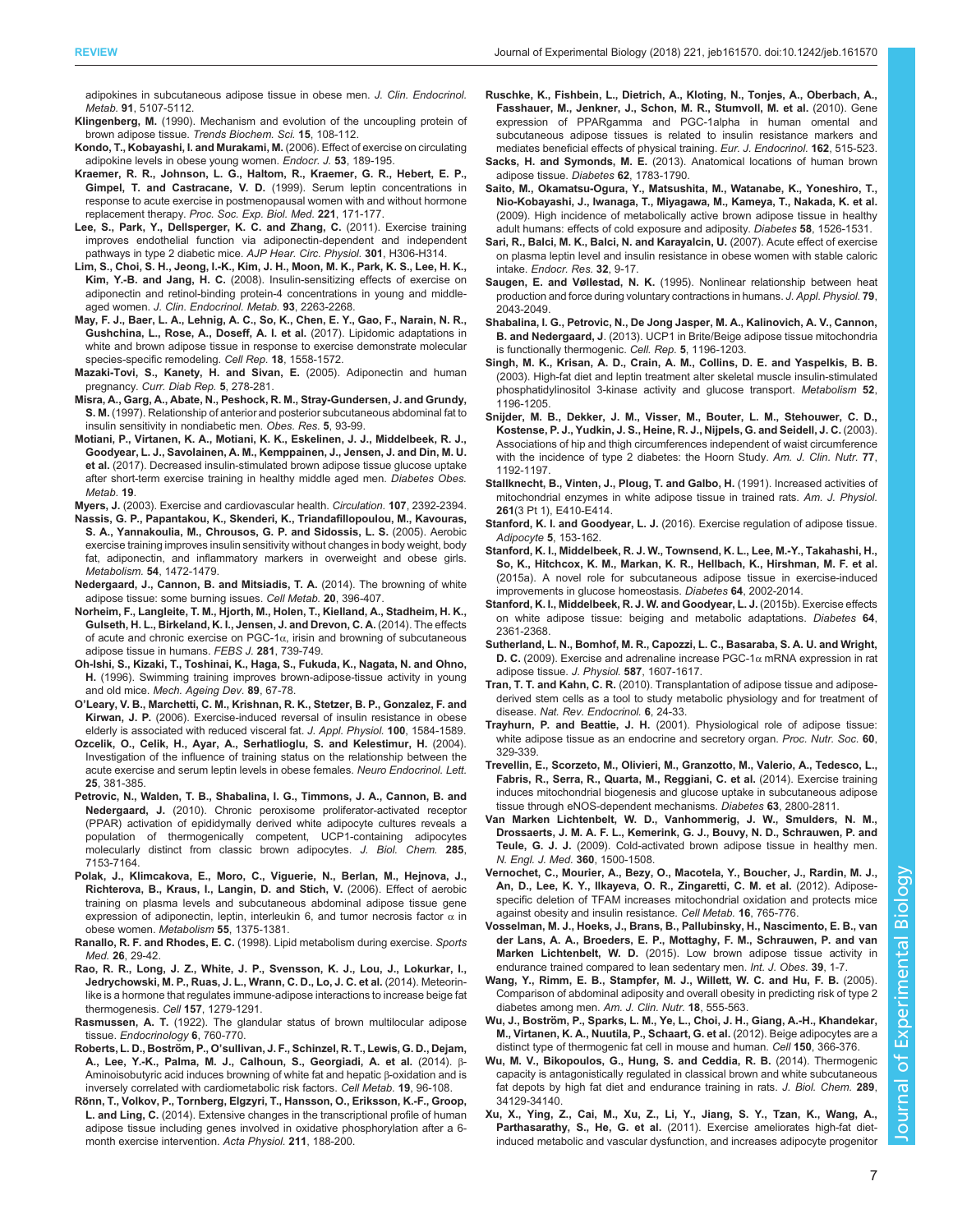adipokines in subcutaneous adipose tissue in obese men. *J. Clin. Endocrinol. Metab.* **91**, 5107-5112.

**Klingenberg, M.** (1990). Mechanism and evolution of the uncoupling protein of brown adipose tissue. *Trends Biochem. Sci.* **15**, 108-112.

**Kondo, T., Kobayashi, I. and Murakami, M.** (2006). Effect of exercise on circulating adipokine levels in obese young women. *Endocr. J.* **53**, 189-195.

**Kraemer, R. R., Johnson, L. G., Haltom, R., Kraemer, G. R., Hebert, E. P., Gimpel, T. and Castracane, V. D.** (1999). Serum leptin concentrations in response to acute exercise in postmenopausal women with and without hormone replacement therapy. *Proc. Soc. Exp. Biol. Med.* **221**, 171-177.

**Lee, S., Park, Y., Dellsperger, K. C. and Zhang, C.** (2011). Exercise training improves endothelial function via adiponectin-dependent and independent pathways in type 2 diabetic mice. *AJP Hear. Circ. Physiol.* **301**, H306-H314.

**Lim, S., Choi, S. H., Jeong, I.-K., Kim, J. H., Moon, M. K., Park, K. S., Lee, H. K., Kim, Y.-B. and Jang, H. C.** (2008). Insulin-sensitizing effects of exercise on adiponectin and retinol-binding protein-4 concentrations in young and middle-aged women. *J. Clin. Endocrinol. Metab.* **93**, 2263-2268.

**May, F. J., Baer, L. A., Lehnig, A. C., So, K., Chen, E. Y., Gao, F., Narain, N. R., Gushchina, L., Rose, A., Doseff, A. I. et al.** (2017). Lipidomic adaptations in white and brown adipose tissue in response to exercise demonstrate molecular species-specific remodeling. *Cell Rep.* **18**, 1558-1572.

**Mazaki-Tovi, S., Kanety, H. and Sivan, E.** (2005). Adiponectin and human pregnancy. *Curr. Diab Rep.* **5**, 278-281.

**Misra, A., Garg, A., Abate, N., Peshock, R. M., Stray-Gundersen, J. and Grundy, S. M.** (1997). Relationship of anterior and posterior subcutaneous abdominal fat to insulin sensitivity in nondiabetic men. *Obes. Res.* **5**, 93-99.

**Motiani, P., Virtanen, K. A., Motiani, K. K., Eskelinen, J. J., Middelbeek, R. J., Goodyear, L. J., Savolainen, A. M., Kemppainen, J., Jensen, J. and Din, M. U. et al.** (2017). Decreased insulin-stimulated brown adipose tissue glucose uptake after short-term exercise training in healthy middle aged men. *Diabetes Obes. Metab.* **19**.

**Myers, J.** (2003). Exercise and cardiovascular health. *Circulation.* **107**, 2392-2394.

**Nassis, G. P., Papantakou, K., Skenderi, K., Triandafillopoulou, M., Kavouras, S. A., Yannakoulia, M., Chrousos, G. P. and Sidossis, L. S.** (2005). Aerobic exercise training improves insulin sensitivity without changes in body weight, body fat, adiponectin, and inflammatory markers in overweight and obese girls. *Metabolism.* **54**, 1472-1479.

**Nedergaard, J., Cannon, B. and Mitsiadis, T. A.** (2014). The browning of white adipose tissue: some burning issues. *Cell Metab.* **20**, 396-407.

**Norheim, F., Langleite, T. M., Hjorth, M., Holen, T., Kielland, A., Stadheim, H. K., Gulseth, H. L., Birkeland, K. I., Jensen, J. and Drevon, C. A.** (2014). The effects of acute and chronic exercise on PGC-1α, irisin and browning of subcutaneous adipose tissue in humans. *FEBS J.* **281**, 739-749.

**Oh-Ishi, S., Kizaki, T., Toshinai, K., Haga, S., Fukuda, K., Nagata, N. and Ohno, H.** (1996). Swimming training improves brown-adipose-tissue activity in young and old mice. *Mech. Ageing Dev.* **89**, 67-78.

**O'Leary, V. B., Marchetti, C. M., Krishnan, R. K., Stetzer, B. P., Gonzalez, F. and Kirwan, J. P.** (2006). Exercise-induced reversal of insulin resistance in obese elderly is associated with reduced visceral fat. *J. Appl. Physiol.* **100**, 1584-1589.

**Ozcelik, O., Celik, H., Ayar, A., Serhatlioglu, S. and Kelestimur, H.** (2004). Investigation of the influence of training status on the relationship between the acute exercise and serum leptin levels in obese females. *Neuro Endocrinol. Lett.* **25**, 381-385.

**Petrovic, N., Walden, T. B., Shabalina, I. G., Timmons, J. A., Cannon, B. and Nedergaard, J.** (2010). Chronic peroxisome proliferator-activated receptor (PPAR) activation of epididymally derived white adipocyte cultures reveals a population of thermogenically competent, UCP1-containing adipocytes molecularly distinct from classic brown adipocytes. *J. Biol. Chem.* **285**, 7153-7164.

**Polak, J., Klimcakova, E., Moro, C., Viguerie, N., Berlan, M., Hejnova, J., Richterova, B., Kraus, I., Langin, D. and Stich, V.** (2006). Effect of aerobic training on plasma levels and subcutaneous abdominal adipose tissue gene expression of adiponectin, leptin, interleukin 6, and tumor necrosis factor α in obese women. *Metabolism* **55**, 1375-1381.

**Ranallo, R. F. and Rhodes, E. C.** (1998). Lipid metabolism during exercise. *Sports Med.* **26**, 29-42.

**Rao, R. R., Long, J. Z., White, J. P., Svensson, K. J., Lou, J., Lokurkar, I., Jedrychowski, M. P., Ruas, J. L., Wrann, C. D., Lo, J. C. et al.** (2014). Meteorin-like is a hormone that regulates immune-adipose interactions to increase beige fat thermogenesis. *Cell* **157**, 1279-1291.

**Rasmussen, A. T.** (1922). The glandular status of brown multilocular adipose tissue. *Endocrinology* **6**, 760-770.

**Roberts, L. D., Boström, P., O'sullivan, J. F., Schinzel, R. T., Lewis, G. D., Dejam, A., Lee, Y.-K., Palma, M. J., Calhoun, S., Georgiadi, A. et al.** (2014). β-Aminoisobutyric acid induces browning of white fat and hepatic β-oxidation and is inversely correlated with cardiometabolic risk factors. *Cell Metab.* **19**, 96-108.

**Rönn, T., Volkov, P., Tornberg, Elgzyri, T., Hansson, O., Eriksson, K.-F., Groop, L. and Ling, C.** (2014). Extensive changes in the transcriptional profile of human adipose tissue including genes involved in oxidative phosphorylation after a 6-month exercise intervention. *Acta Physiol.* **211**, 188-200.

**Ruschke, K., Fishbein, L., Dietrich, A., Kloting, N., Tonjes, A., Oberbach, A., Fasshauer, M., Jenkner, J., Schon, M. R., Stumvoll, M. et al.** (2010). Gene expression of PPARgamma and PGC-1alpha in human omental and subcutaneous adipose tissues is related to insulin resistance markers and mediates beneficial effects of physical training. *Eur. J. Endocrinol.* **162**, 515-523.

**Sacks, H. and Symonds, M. E.** (2013). Anatomical locations of human brown adipose tissue. *Diabetes* **62**, 1783-1790.

**Saito, M., Okamatsu-Ogura, Y., Matsushita, M., Watanabe, K., Yoneshiro, T., Nio-Kobayashi, J., Iwanaga, T., Miyagawa, M., Kameya, T., Nakada, K. et al.** (2009). High incidence of metabolically active brown adipose tissue in healthy adult humans: effects of cold exposure and adiposity. *Diabetes* **58**, 1526-1531.

**Sari, R., Balci, M. K., Balci, N. and Karayalcin, U.** (2007). Acute effect of exercise on plasma leptin level and insulin resistance in obese women with stable caloric intake. *Endocr. Res.* **32**, 9-17.

**Saugen, E. and Vøllestad, N. K.** (1995). Nonlinear relationship between heat production and force during voluntary contractions in humans. *J. Appl. Physiol.* **79**, 2043-2049.

**Shabalina, I. G., Petrovic, N., De Jong Jasper, M. A., Kalinovich, A. V., Cannon, B. and Nedergaard, J.** (2013). UCP1 in Brite/Beige adipose tissue mitochondria is functionally thermogenic. *Cell. Rep.* **5**, 1196-1203.

**Singh, M. K., Krisan, A. D., Crain, A. M., Collins, D. E. and Yaspelkis, B. B.** (2003). High-fat diet and leptin treatment alter skeletal muscle insulin-stimulated phosphatidylinositol 3-kinase activity and glucose transport. *Metabolism* **52**, 1196-1205.

**Snijder, M. B., Dekker, J. M., Visser, M., Bouter, L. M., Stehouwer, C. D., Kostense, P. J., Yudkin, J. S., Heine, R. J., Nijpels, G. and Seidell, J. C.** (2003). Associations of hip and thigh circumferences independent of waist circumference with the incidence of type 2 diabetes: the Hoorn Study. *Am. J. Clin. Nutr.* **77**, 1192-1197.

**Stallknecht, B., Vinten, J., Ploug, T. and Galbo, H.** (1991). Increased activities of mitochondrial enzymes in white adipose tissue in trained rats. *Am. J. Physiol.* **261**(3 Pt 1), E410-E414.

**Stanford, K. I. and Goodyear, L. J.** (2016). Exercise regulation of adipose tissue. *Adipocyte* **5**, 153-162.

**Stanford, K. I., Middelbeek, R. J. W., Townsend, K. L., Lee, M.-Y., Takahashi, H., So, K., Hitchcox, K. M., Markan, K. R., Hellbach, K., Hirshman, M. F. et al.** (2015a). A novel role for subcutaneous adipose tissue in exercise-induced improvements in glucose homeostasis. *Diabetes* **64**, 2002-2014.

**Stanford, K. I., Middelbeek, R. J. W. and Goodyear, L. J.** (2015b). Exercise effects on white adipose tissue: beiging and metabolic adaptations. *Diabetes* **64**, 2361-2368.

**Sutherland, L. N., Bomhof, M. R., Capozzi, L. C., Basaraba, S. A. U. and Wright, D. C.** (2009). Exercise and adrenaline increase PGC-1α mRNA expression in rat adipose tissue. *J. Physiol.* **587**, 1607-1617.

**Tran, T. T. and Kahn, C. R.** (2010). Transplantation of adipose tissue and adipose-derived stem cells as a tool to study metabolic physiology and for treatment of disease. *Nat. Rev. Endocrinol.* **6**, 24-33.

**Trayhurn, P. and Beattie, J. H.** (2001). Physiological role of adipose tissue: white adipose tissue as an endocrine and secretory organ. *Proc. Nutr. Soc.* **60**, 329-339.

**Trevellin, E., Scorzeto, M., Olivieri, M., Granzotto, M., Valerio, A., Tedesco, L., Fabris, R., Serra, R., Quarta, M., Reggiani, C. et al.** (2014). Exercise training induces mitochondrial biogenesis and glucose uptake in subcutaneous adipose tissue through eNOS-dependent mechanisms. *Diabetes* **63**, 2800-2811.

**Van Marken Lichtenbelt, W. D., Vanhommerig, J. W., Smulders, N. M., Drossaerts, J. M. A. F. L., Kemerink, G. J., Bouvy, N. D., Schrauwen, P. and Teule, G. J. J.** (2009). Cold-activated brown adipose tissue in healthy men. *N. Engl. J. Med.* **360**, 1500-1508.

**Vernochet, C., Mourier, A., Bezy, O., Macotela, Y., Boucher, J., Rardin, M. J., An, D., Lee, K. Y., Ilkayeva, O. R., Zingaretti, C. M. et al.** (2012). Adipose-specific deletion of TFAM increases mitochondrial oxidation and protects mice against obesity and insulin resistance. *Cell Metab.* **16**, 765-776.

**Vosselman, M. J., Hoeks, J., Brans, B., Pallubinsky, H., Nascimento, E. B., van der Lans, A. A., Broeders, E. P., Mottaghy, F. M., Schrauwen, P. and van Marken Lichtenbelt, W. D.** (2015). Low brown adipose tissue activity in endurance trained compared to lean sedentary men. *Int. J. Obes.* **39**, 1-7.

**Wang, Y., Rimm, E. B., Stampfer, M. J., Willett, W. C. and Hu, F. B.** (2005). Comparison of abdominal adiposity and overall obesity in predicting risk of type 2 diabetes among men. *Am. J. Clin. Nutr.* **18**, 555-563.

**Wu, J., Boström, P., Sparks, L. M., Ye, L., Choi, J. H., Giang, A.-H., Khandekar, M., Virtanen, K. A., Nuutila, P., Schaart, G. et al.** (2012). Beige adipocytes are a distinct type of thermogenic fat cell in mouse and human. *Cell* **150**, 366-376.

**Wu, M. V., Bikopoulos, G., Hung, S. and Ceddia, R. B.** (2014). Thermogenic capacity is antagonistically regulated in classical brown and white subcutaneous fat depots by high fat diet and endurance training in rats. *J. Biol. Chem.* **289**, 34129-34140.

**Xu, X., Ying, Z., Cai, M., Xu, Z., Li, Y., Jiang, S. Y., Tzan, K., Wang, A., Parthasarathy, S., He, G. et al.** (2011). Exercise ameliorates high-fat diet-induced metabolic and vascular dysfunction, and increases adipocyte progenitor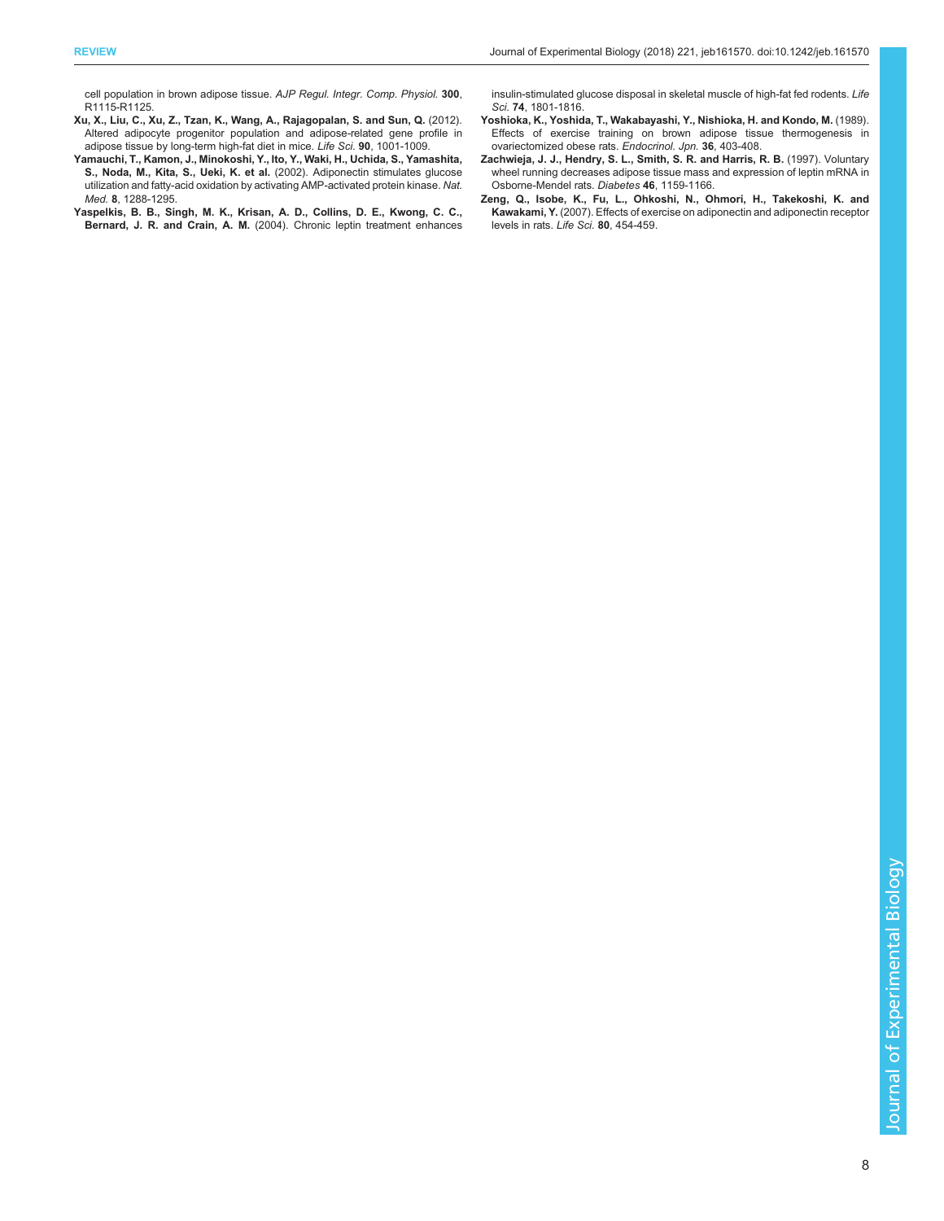cell population in brown adipose tissue. *AJP Regul. Integr. Comp. Physiol.* **300**, R1115-R1125.

**Xu, X., Liu, C., Xu, Z., Tzan, K., Wang, A., Rajagopalan, S. and Sun, Q.** (2012). Altered adipocyte progenitor population and adipose-related gene profile in adipose tissue by long-term high-fat diet in mice. *Life Sci.* **90**, 1001-1009.

**Yamauchi, T., Kamon, J., Minokoshi, Y., Ito, Y., Waki, H., Uchida, S., Yamashita, S., Noda, M., Kita, S., Ueki, K. et al.** (2002). Adiponectin stimulates glucose utilization and fatty-acid oxidation by activating AMP-activated protein kinase. *Nat. Med.* **8**, 1288-1295.

**Yaspelkis, B. B., Singh, M. K., Krisan, A. D., Collins, D. E., Kwong, C. C., Bernard, J. R. and Crain, A. M.** (2004). Chronic leptin treatment enhances insulin-stimulated glucose disposal in skeletal muscle of high-fat fed rodents. *Life Sci.* **74**, 1801-1816.

**Yoshioka, K., Yoshida, T., Wakabayashi, Y., Nishioka, H. and Kondo, M.** (1989). Effects of exercise training on brown adipose tissue thermogenesis in ovariectomized obese rats. *Endocrinol. Jpn.* **36**, 403-408.

**Zachwieja, J. J., Hendry, S. L., Smith, S. R. and Harris, R. B.** (1997). Voluntary wheel running decreases adipose tissue mass and expression of leptin mRNA in Osborne-Mendel rats. *Diabetes* **46**, 1159-1166.

**Zeng, Q., Isobe, K., Fu, L., Ohkoshi, N., Ohmori, H., Takekoshi, K. and Kawakami, Y.** (2007). Effects of exercise on adiponectin and adiponectin receptor levels in rats. *Life Sci.* **80**, 454-459.